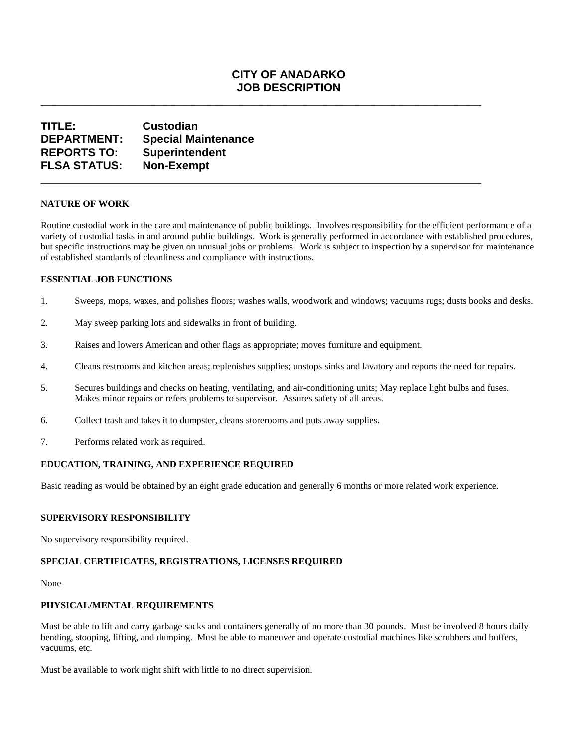# CITY OF ANADARKO
# JOB DESCRIPTION

---

**TITLE:** Custodian
**DEPARTMENT:** Special Maintenance
**REPORTS TO:** Superintendent
**FLSA STATUS:** Non-Exempt

---

### NATURE OF WORK

Routine custodial work in the care and maintenance of public buildings. Involves responsibility for the efficient performance of a variety of custodial tasks in and around public buildings. Work is generally performed in accordance with established procedures, but specific instructions may be given on unusual jobs or problems. Work is subject to inspection by a supervisor for maintenance of established standards of cleanliness and compliance with instructions.

### ESSENTIAL JOB FUNCTIONS

1. Sweeps, mops, waxes, and polishes floors; washes walls, woodwork and windows; vacuums rugs; dusts books and desks.
2. May sweep parking lots and sidewalks in front of building.
3. Raises and lowers American and other flags as appropriate; moves furniture and equipment.
4. Cleans restrooms and kitchen areas; replenishes supplies; unstops sinks and lavatory and reports the need for repairs.
5. Secures buildings and checks on heating, ventilating, and air-conditioning units; May replace light bulbs and fuses. Makes minor repairs or refers problems to supervisor. Assures safety of all areas.
6. Collect trash and takes it to dumpster, cleans storerooms and puts away supplies.
7. Performs related work as required.

### EDUCATION, TRAINING, AND EXPERIENCE REQUIRED

Basic reading as would be obtained by an eight grade education and generally 6 months or more related work experience.

### SUPERVISORY RESPONSIBILITY

No supervisory responsibility required.

### SPECIAL CERTIFICATES, REGISTRATIONS, LICENSES REQUIRED

None

### PHYSICAL/MENTAL REQUIREMENTS

Must be able to lift and carry garbage sacks and containers generally of no more than 30 pounds. Must be involved 8 hours daily bending, stooping, lifting, and dumping. Must be able to maneuver and operate custodial machines like scrubbers and buffers, vacuums, etc.

Must be available to work night shift with little to no direct supervision.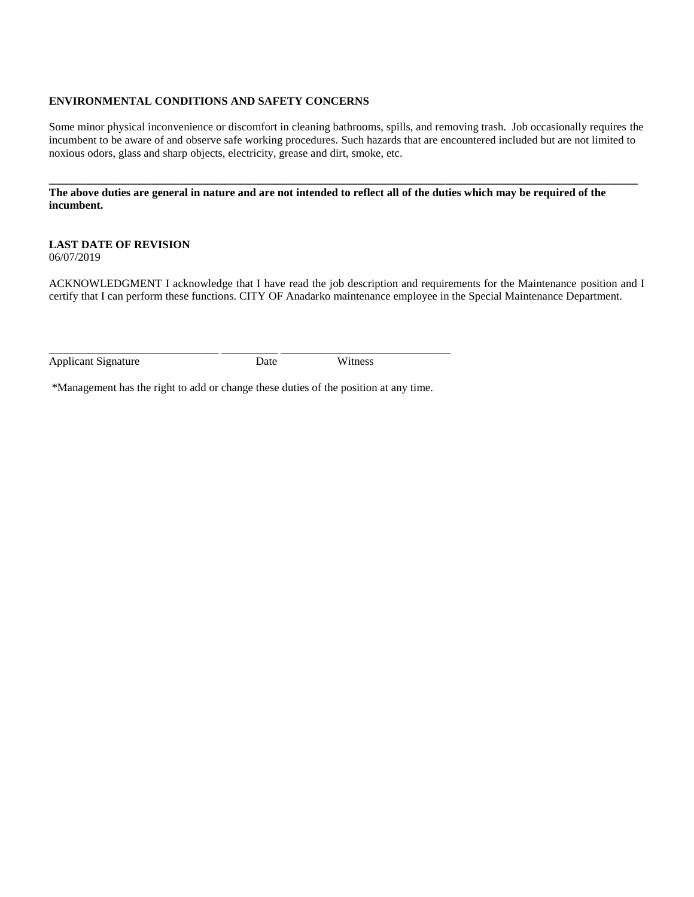**ENVIRONMENTAL CONDITIONS AND SAFETY CONCERNS**

Some minor physical inconvenience or discomfort in cleaning bathrooms, spills, and removing trash. Job occasionally requires the incumbent to be aware of and observe safe working procedures. Such hazards that are encountered included but are not limited to noxious odors, glass and sharp objects, electricity, grease and dirt, smoke, etc.

---

**The above duties are general in nature and are not intended to reflect all of the duties which may be required of the incumbent.**

**LAST DATE OF REVISION**
06/07/2019

ACKNOWLEDGMENT I acknowledge that I have read the job description and requirements for the Maintenance position and I certify that I can perform these functions. CITY OF Anadarko maintenance employee in the Special Maintenance Department.

\_\_\_\_\_\_\_\_\_\_\_\_\_\_\_\_\_\_\_\_\_\_\_\_\_\_\_\_\_\_ \_\_\_\_\_\_\_\_\_\_ \_\_\_\_\_\_\_\_\_\_\_\_\_\_\_\_\_\_\_\_\_\_\_\_\_\_\_\_\_\_
Applicant Signature                    Date                    Witness

*Management has the right to add or change these duties of the position at any time.